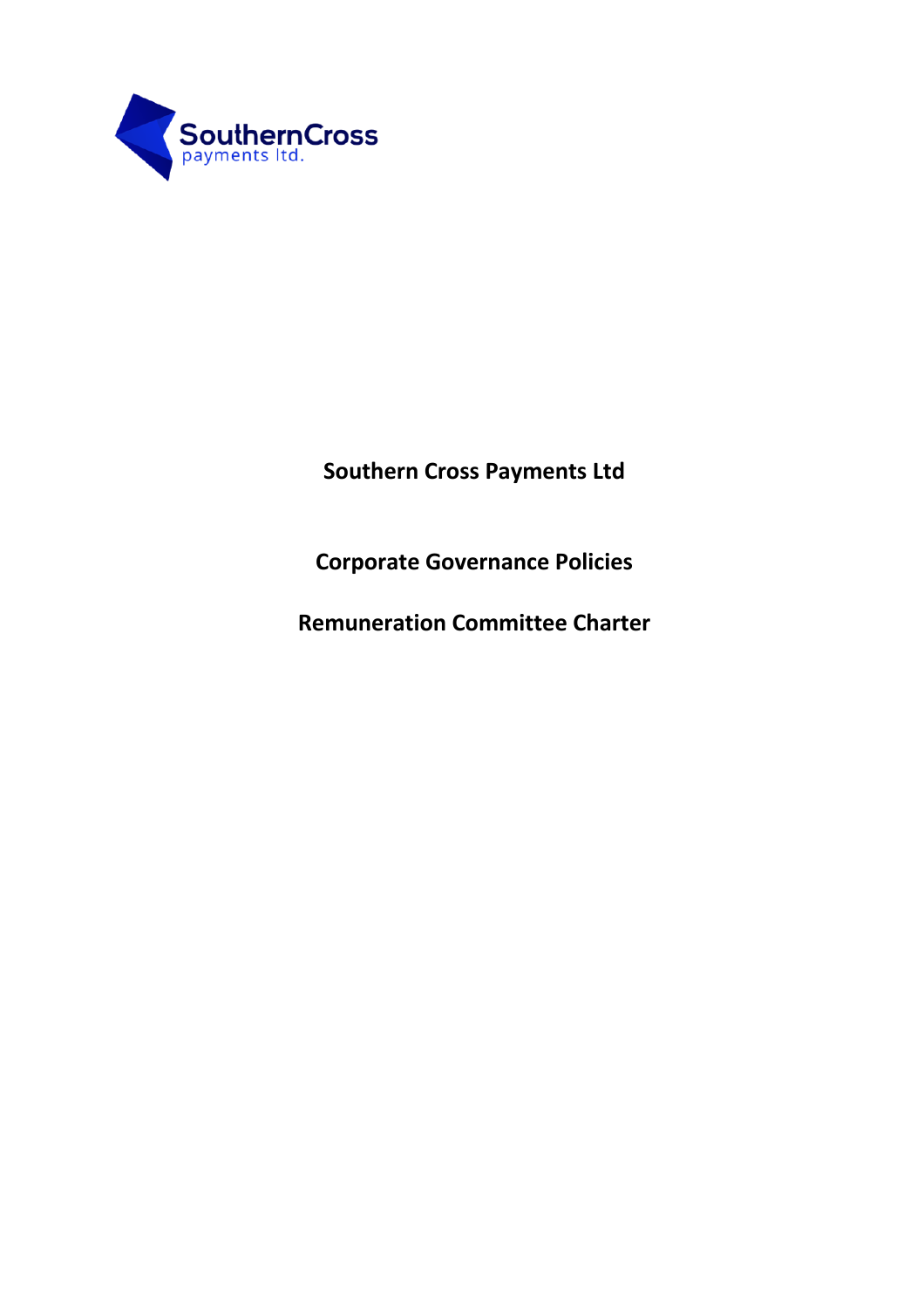**Southern Cross Payments Ltd**

**Corporate Governance Policies**

**Remuneration Committee Charter**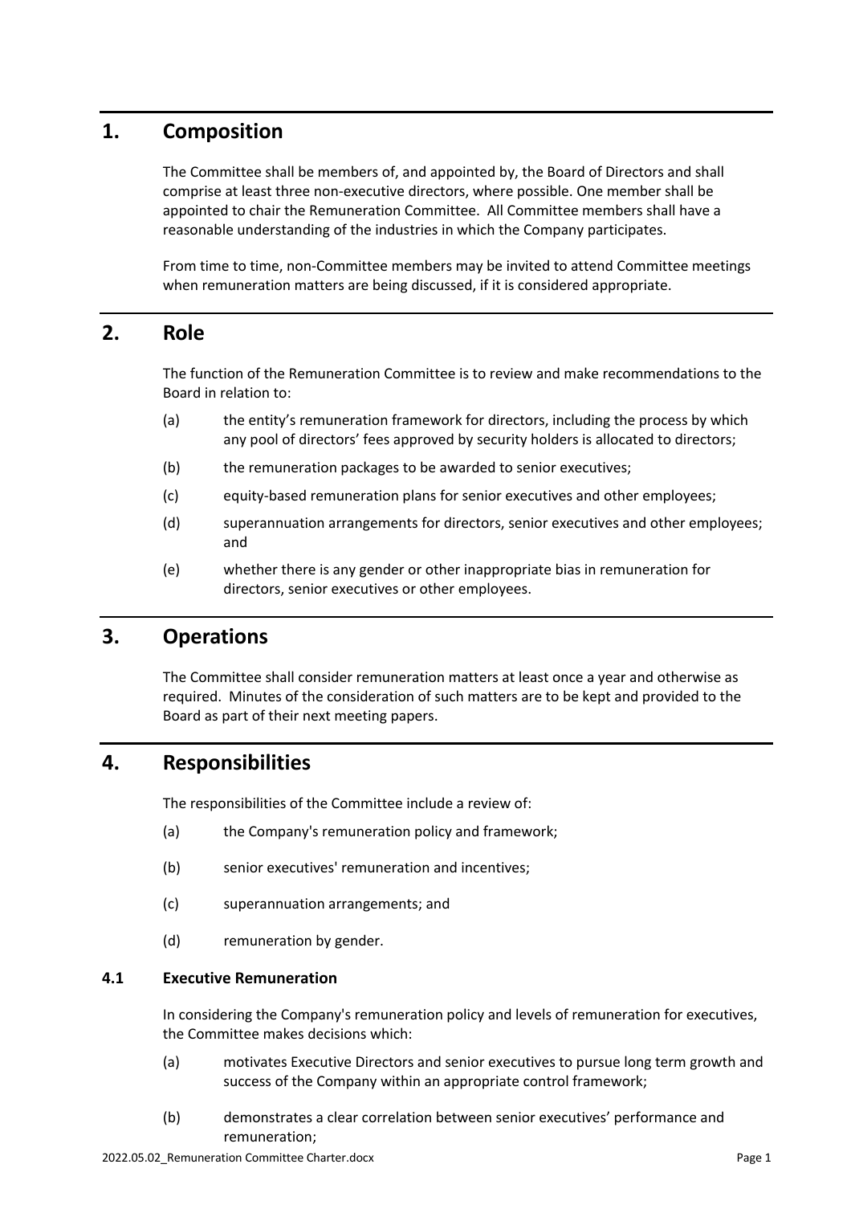## 1. Composition

The Committee shall be members of, and appointed by, the Board of Directors and shall comprise at least three non-executive directors, where possible. One member shall be appointed to chair the Remuneration Committee. All Committee members shall have a reasonable understanding of the industries in which the Company participates.

From time to time, non-Committee members may be invited to attend Committee meetings when remuneration matters are being discussed, if it is considered appropriate.

## 2. Role

The function of the Remuneration Committee is to review and make recommendations to the Board in relation to:

(a) the entity's remuneration framework for directors, including the process by which any pool of directors' fees approved by security holders is allocated to directors;

(b) the remuneration packages to be awarded to senior executives;

(c) equity-based remuneration plans for senior executives and other employees;

(d) superannuation arrangements for directors, senior executives and other employees; and

(e) whether there is any gender or other inappropriate bias in remuneration for directors, senior executives or other employees.

## 3. Operations

The Committee shall consider remuneration matters at least once a year and otherwise as required. Minutes of the consideration of such matters are to be kept and provided to the Board as part of their next meeting papers.

## 4. Responsibilities

The responsibilities of the Committee include a review of:

(a) the Company's remuneration policy and framework;

(b) senior executives' remuneration and incentives;

(c) superannuation arrangements; and

(d) remuneration by gender.

### 4.1 Executive Remuneration

In considering the Company's remuneration policy and levels of remuneration for executives, the Committee makes decisions which:

(a) motivates Executive Directors and senior executives to pursue long term growth and success of the Company within an appropriate control framework;

(b) demonstrates a clear correlation between senior executives' performance and remuneration;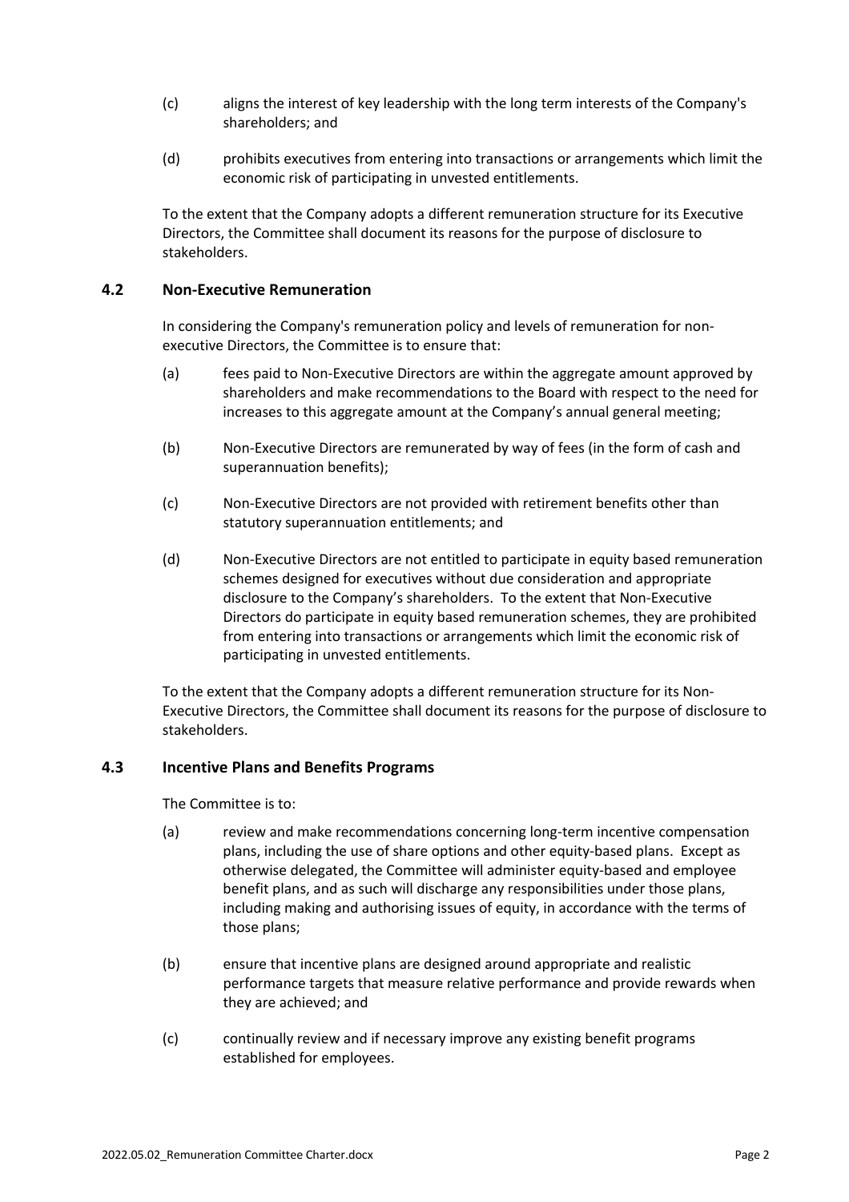(c) aligns the interest of key leadership with the long term interests of the Company's shareholders; and

(d) prohibits executives from entering into transactions or arrangements which limit the economic risk of participating in unvested entitlements.

To the extent that the Company adopts a different remuneration structure for its Executive Directors, the Committee shall document its reasons for the purpose of disclosure to stakeholders.

### 4.2 Non-Executive Remuneration

In considering the Company's remuneration policy and levels of remuneration for non-executive Directors, the Committee is to ensure that:

(a) fees paid to Non-Executive Directors are within the aggregate amount approved by shareholders and make recommendations to the Board with respect to the need for increases to this aggregate amount at the Company's annual general meeting;

(b) Non-Executive Directors are remunerated by way of fees (in the form of cash and superannuation benefits);

(c) Non-Executive Directors are not provided with retirement benefits other than statutory superannuation entitlements; and

(d) Non-Executive Directors are not entitled to participate in equity based remuneration schemes designed for executives without due consideration and appropriate disclosure to the Company's shareholders. To the extent that Non-Executive Directors do participate in equity based remuneration schemes, they are prohibited from entering into transactions or arrangements which limit the economic risk of participating in unvested entitlements.

To the extent that the Company adopts a different remuneration structure for its Non-Executive Directors, the Committee shall document its reasons for the purpose of disclosure to stakeholders.

### 4.3 Incentive Plans and Benefits Programs

The Committee is to:

(a) review and make recommendations concerning long-term incentive compensation plans, including the use of share options and other equity-based plans. Except as otherwise delegated, the Committee will administer equity-based and employee benefit plans, and as such will discharge any responsibilities under those plans, including making and authorising issues of equity, in accordance with the terms of those plans;

(b) ensure that incentive plans are designed around appropriate and realistic performance targets that measure relative performance and provide rewards when they are achieved; and

(c) continually review and if necessary improve any existing benefit programs established for employees.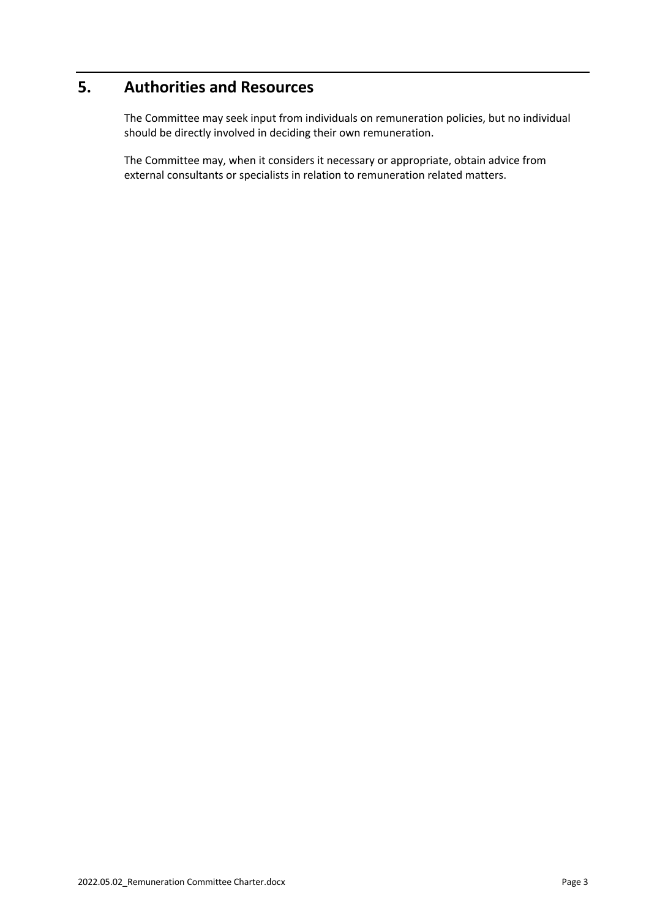## 5. Authorities and Resources

The Committee may seek input from individuals on remuneration policies, but no individual should be directly involved in deciding their own remuneration.

The Committee may, when it considers it necessary or appropriate, obtain advice from external consultants or specialists in relation to remuneration related matters.